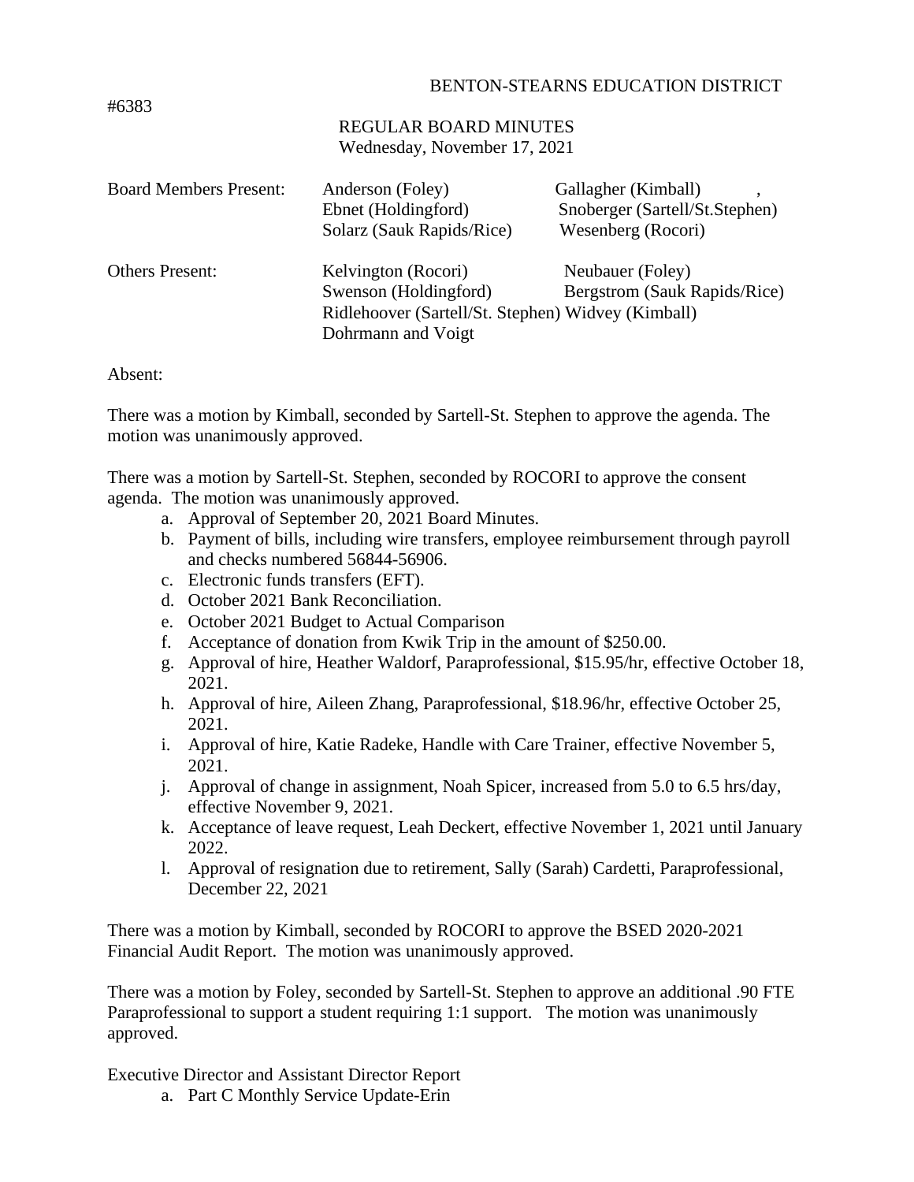#6383

# BENTON-STEARNS EDUCATION DISTRICT

## REGULAR BOARD MINUTES
Wednesday, November 17, 2021

| | | |
|---|---|---|
| Board Members Present: | Anderson (Foley) | Gallagher (Kimball) , |
| | Ebnet (Holdingford) | Snoberger (Sartell/St.Stephen) |
| | Solarz (Sauk Rapids/Rice) | Wesenberg (Rocori) |
| Others Present: | Kelvington (Rocori) | Neubauer (Foley) |
| | Swenson (Holdingford) | Bergstrom (Sauk Rapids/Rice) |
| | Ridlehoover (Sartell/St. Stephen) | Widvey (Kimball) |
| | Dohrmann and Voigt | |

Absent:

There was a motion by Kimball, seconded by Sartell-St. Stephen to approve the agenda. The motion was unanimously approved.

There was a motion by Sartell-St. Stephen, seconded by ROCORI to approve the consent agenda. The motion was unanimously approved.

a. Approval of September 20, 2021 Board Minutes.
b. Payment of bills, including wire transfers, employee reimbursement through payroll and checks numbered 56844-56906.
c. Electronic funds transfers (EFT).
d. October 2021 Bank Reconciliation.
e. October 2021 Budget to Actual Comparison
f. Acceptance of donation from Kwik Trip in the amount of $250.00.
g. Approval of hire, Heather Waldorf, Paraprofessional, $15.95/hr, effective October 18, 2021.
h. Approval of hire, Aileen Zhang, Paraprofessional, $18.96/hr, effective October 25, 2021.
i. Approval of hire, Katie Radeke, Handle with Care Trainer, effective November 5, 2021.
j. Approval of change in assignment, Noah Spicer, increased from 5.0 to 6.5 hrs/day, effective November 9, 2021.
k. Acceptance of leave request, Leah Deckert, effective November 1, 2021 until January 2022.
l. Approval of resignation due to retirement, Sally (Sarah) Cardetti, Paraprofessional, December 22, 2021

There was a motion by Kimball, seconded by ROCORI to approve the BSED 2020-2021 Financial Audit Report. The motion was unanimously approved.

There was a motion by Foley, seconded by Sartell-St. Stephen to approve an additional .90 FTE Paraprofessional to support a student requiring 1:1 support. The motion was unanimously approved.

Executive Director and Assistant Director Report

a. Part C Monthly Service Update-Erin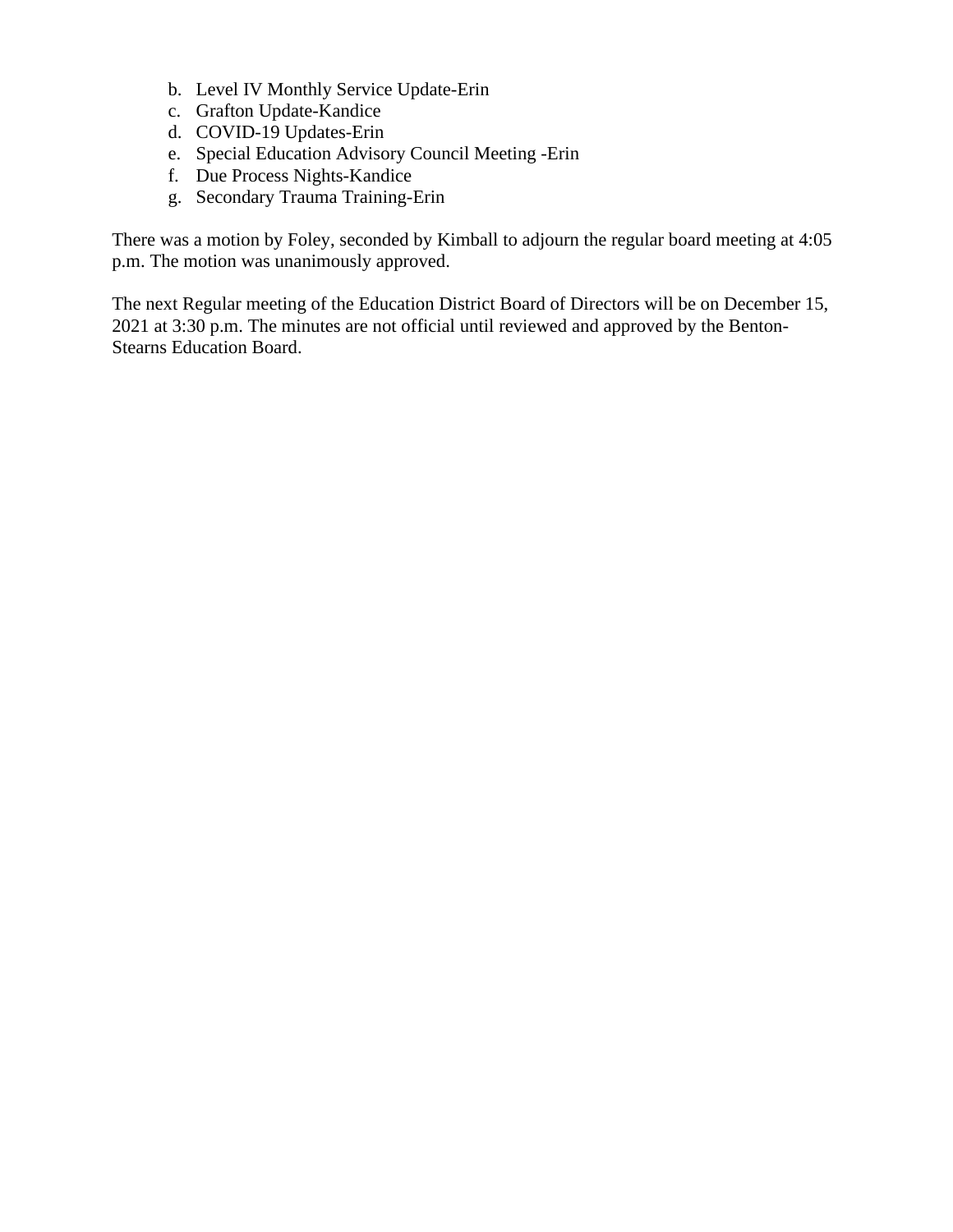b. Level IV Monthly Service Update-Erin
c. Grafton Update-Kandice
d. COVID-19 Updates-Erin
e. Special Education Advisory Council Meeting -Erin
f. Due Process Nights-Kandice
g. Secondary Trauma Training-Erin

There was a motion by Foley, seconded by Kimball to adjourn the regular board meeting at 4:05 p.m. The motion was unanimously approved.

The next Regular meeting of the Education District Board of Directors will be on December 15, 2021 at 3:30 p.m. The minutes are not official until reviewed and approved by the Benton-Stearns Education Board.